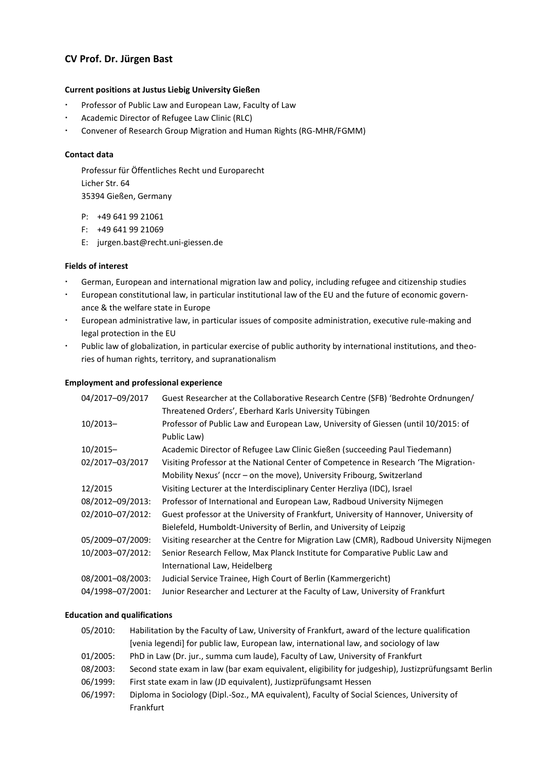## CV Prof. Dr. Jürgen Bast

**Current positions at Justus Liebig University Gießen**

- Professor of Public Law and European Law, Faculty of Law
- Academic Director of Refugee Law Clinic (RLC)
- Convener of Research Group Migration and Human Rights (RG-MHR/FGMM)

**Contact data**

Professur für Öffentliches Recht und Europarecht
Licher Str. 64
35394 Gießen, Germany

P: +49 641 99 21061
F: +49 641 99 21069
E: jurgen.bast@recht.uni-giessen.de

**Fields of interest**

- German, European and international migration law and policy, including refugee and citizenship studies
- European constitutional law, in particular institutional law of the EU and the future of economic governance & the welfare state in Europe
- European administrative law, in particular issues of composite administration, executive rule-making and legal protection in the EU
- Public law of globalization, in particular exercise of public authority by international institutions, and theories of human rights, territory, and supranationalism

**Employment and professional experience**

| | |
|---|---|
| 04/2017–09/2017 | Guest Researcher at the Collaborative Research Centre (SFB) 'Bedrohte Ordnungen/ Threatened Orders', Eberhard Karls University Tübingen |
| 10/2013– | Professor of Public Law and European Law, University of Giessen (until 10/2015: of Public Law) |
| 10/2015– | Academic Director of Refugee Law Clinic Gießen (succeeding Paul Tiedemann) |
| 02/2017–03/2017 | Visiting Professor at the National Center of Competence in Research 'The Migration-Mobility Nexus' (nccr – on the move), University Fribourg, Switzerland |
| 12/2015 | Visiting Lecturer at the Interdisciplinary Center Herzliya (IDC), Israel |
| 08/2012–09/2013: | Professor of International and European Law, Radboud University Nijmegen |
| 02/2010–07/2012: | Guest professor at the University of Frankfurt, University of Hannover, University of Bielefeld, Humboldt-University of Berlin, and University of Leipzig |
| 05/2009–07/2009: | Visiting researcher at the Centre for Migration Law (CMR), Radboud University Nijmegen |
| 10/2003–07/2012: | Senior Research Fellow, Max Planck Institute for Comparative Public Law and International Law, Heidelberg |
| 08/2001–08/2003: | Judicial Service Trainee, High Court of Berlin (Kammergericht) |
| 04/1998–07/2001: | Junior Researcher and Lecturer at the Faculty of Law, University of Frankfurt |

**Education and qualifications**

| | |
|---|---|
| 05/2010: | Habilitation by the Faculty of Law, University of Frankfurt, award of the lecture qualification [venia legendi] for public law, European law, international law, and sociology of law |
| 01/2005: | PhD in Law (Dr. jur., summa cum laude), Faculty of Law, University of Frankfurt |
| 08/2003: | Second state exam in law (bar exam equivalent, eligibility for judgeship), Justizprüfungsamt Berlin |
| 06/1999: | First state exam in law (JD equivalent), Justizprüfungsamt Hessen |
| 06/1997: | Diploma in Sociology (Dipl.-Soz., MA equivalent), Faculty of Social Sciences, University of Frankfurt |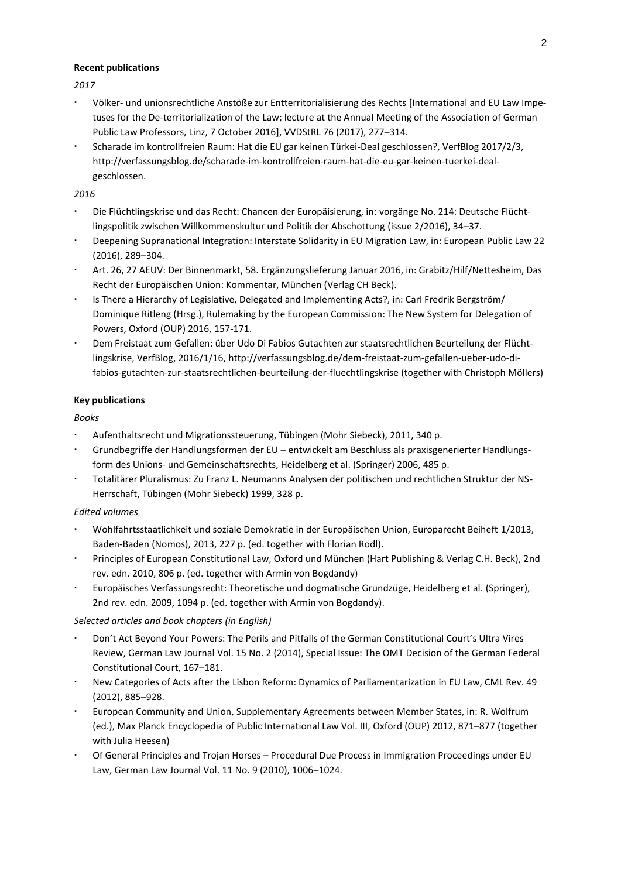**Recent publications**

*2017*

- Völker- und unionsrechtliche Anstöße zur Entterritorialisierung des Rechts [International and EU Law Impetuses for the De-territorialization of the Law; lecture at the Annual Meeting of the Association of German Public Law Professors, Linz, 7 October 2016], VVDStRL 76 (2017), 277–314.
- Scharade im kontrollfreien Raum: Hat die EU gar keinen Türkei-Deal geschlossen?, VerfBlog 2017/2/3, http://verfassungsblog.de/scharade-im-kontrollfreien-raum-hat-die-eu-gar-keinen-tuerkei-deal-geschlossen.

*2016*

- Die Flüchtlingskrise und das Recht: Chancen der Europäisierung, in: vorgänge No. 214: Deutsche Flüchtlingspolitik zwischen Willkommenskultur und Politik der Abschottung (issue 2/2016), 34–37.
- Deepening Supranational Integration: Interstate Solidarity in EU Migration Law, in: European Public Law 22 (2016), 289–304.
- Art. 26, 27 AEUV: Der Binnenmarkt, 58. Ergänzungslieferung Januar 2016, in: Grabitz/Hilf/Nettesheim, Das Recht der Europäischen Union: Kommentar, München (Verlag CH Beck).
- Is There a Hierarchy of Legislative, Delegated and Implementing Acts?, in: Carl Fredrik Bergström/ Dominique Ritleng (Hrsg.), Rulemaking by the European Commission: The New System for Delegation of Powers, Oxford (OUP) 2016, 157-171.
- Dem Freistaat zum Gefallen: über Udo Di Fabios Gutachten zur staatsrechtlichen Beurteilung der Flüchtlingskrise, VerfBlog, 2016/1/16, http://verfassungsblog.de/dem-freistaat-zum-gefallen-ueber-udo-di-fabios-gutachten-zur-staatsrechtlichen-beurteilung-der-fluechtlingskrise (together with Christoph Möllers)

**Key publications**

*Books*

- Aufenthaltsrecht und Migrationssteuerung, Tübingen (Mohr Siebeck), 2011, 340 p.
- Grundbegriffe der Handlungsformen der EU – entwickelt am Beschluss als praxisgenerierter Handlungsform des Unions- und Gemeinschaftsrechts, Heidelberg et al. (Springer) 2006, 485 p.
- Totalitärer Pluralismus: Zu Franz L. Neumanns Analysen der politischen und rechtlichen Struktur der NS-Herrschaft, Tübingen (Mohr Siebeck) 1999, 328 p.

*Edited volumes*

- Wohlfahrtsstaatlichkeit und soziale Demokratie in der Europäischen Union, Europarecht Beiheft 1/2013, Baden-Baden (Nomos), 2013, 227 p. (ed. together with Florian Rödl).
- Principles of European Constitutional Law, Oxford und München (Hart Publishing & Verlag C.H. Beck), 2nd rev. edn. 2010, 806 p. (ed. together with Armin von Bogdandy)
- Europäisches Verfassungsrecht: Theoretische und dogmatische Grundzüge, Heidelberg et al. (Springer), 2nd rev. edn. 2009, 1094 p. (ed. together with Armin von Bogdandy).

*Selected articles and book chapters (in English)*

- Don't Act Beyond Your Powers: The Perils and Pitfalls of the German Constitutional Court's Ultra Vires Review, German Law Journal Vol. 15 No. 2 (2014), Special Issue: The OMT Decision of the German Federal Constitutional Court, 167–181.
- New Categories of Acts after the Lisbon Reform: Dynamics of Parliamentarization in EU Law, CML Rev. 49 (2012), 885–928.
- European Community and Union, Supplementary Agreements between Member States, in: R. Wolfrum (ed.), Max Planck Encyclopedia of Public International Law Vol. III, Oxford (OUP) 2012, 871–877 (together with Julia Heesen)
- Of General Principles and Trojan Horses – Procedural Due Process in Immigration Proceedings under EU Law, German Law Journal Vol. 11 No. 9 (2010), 1006–1024.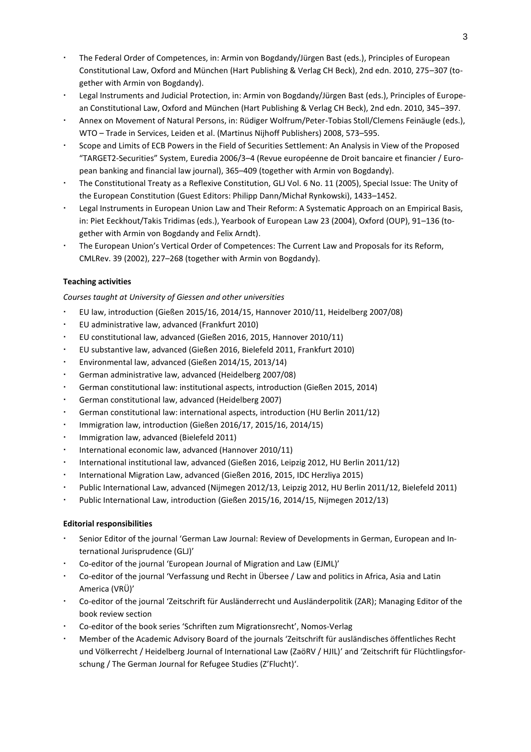- The Federal Order of Competences, in: Armin von Bogdandy/Jürgen Bast (eds.), Principles of European Constitutional Law, Oxford and München (Hart Publishing & Verlag CH Beck), 2nd edn. 2010, 275–307 (together with Armin von Bogdandy).
- Legal Instruments and Judicial Protection, in: Armin von Bogdandy/Jürgen Bast (eds.), Principles of European Constitutional Law, Oxford and München (Hart Publishing & Verlag CH Beck), 2nd edn. 2010, 345–397.
- Annex on Movement of Natural Persons, in: Rüdiger Wolfrum/Peter-Tobias Stoll/Clemens Feinäugle (eds.), WTO – Trade in Services, Leiden et al. (Martinus Nijhoff Publishers) 2008, 573–595.
- Scope and Limits of ECB Powers in the Field of Securities Settlement: An Analysis in View of the Proposed "TARGET2-Securities" System, Euredia 2006/3–4 (Revue européenne de Droit bancaire et financier / European banking and financial law journal), 365–409 (together with Armin von Bogdandy).
- The Constitutional Treaty as a Reflexive Constitution, GLJ Vol. 6 No. 11 (2005), Special Issue: The Unity of the European Constitution (Guest Editors: Philipp Dann/Michał Rynkowski), 1433–1452.
- Legal Instruments in European Union Law and Their Reform: A Systematic Approach on an Empirical Basis, in: Piet Eeckhout/Takis Tridimas (eds.), Yearbook of European Law 23 (2004), Oxford (OUP), 91–136 (together with Armin von Bogdandy and Felix Arndt).
- The European Union's Vertical Order of Competences: The Current Law and Proposals for its Reform, CMLRev. 39 (2002), 227–268 (together with Armin von Bogdandy).

**Teaching activities**

*Courses taught at University of Giessen and other universities*

- EU law, introduction (Gießen 2015/16, 2014/15, Hannover 2010/11, Heidelberg 2007/08)
- EU administrative law, advanced (Frankfurt 2010)
- EU constitutional law, advanced (Gießen 2016, 2015, Hannover 2010/11)
- EU substantive law, advanced (Gießen 2016, Bielefeld 2011, Frankfurt 2010)
- Environmental law, advanced (Gießen 2014/15, 2013/14)
- German administrative law, advanced (Heidelberg 2007/08)
- German constitutional law: institutional aspects, introduction (Gießen 2015, 2014)
- German constitutional law, advanced (Heidelberg 2007)
- German constitutional law: international aspects, introduction (HU Berlin 2011/12)
- Immigration law, introduction (Gießen 2016/17, 2015/16, 2014/15)
- Immigration law, advanced (Bielefeld 2011)
- International economic law, advanced (Hannover 2010/11)
- International institutional law, advanced (Gießen 2016, Leipzig 2012, HU Berlin 2011/12)
- International Migration Law, advanced (Gießen 2016, 2015, IDC Herzliya 2015)
- Public International Law, advanced (Nijmegen 2012/13, Leipzig 2012, HU Berlin 2011/12, Bielefeld 2011)
- Public International Law, introduction (Gießen 2015/16, 2014/15, Nijmegen 2012/13)

**Editorial responsibilities**

- Senior Editor of the journal 'German Law Journal: Review of Developments in German, European and International Jurisprudence (GLJ)'
- Co-editor of the journal 'European Journal of Migration and Law (EJML)'
- Co-editor of the journal 'Verfassung und Recht in Übersee / Law and politics in Africa, Asia and Latin America (VRÜ)'
- Co-editor of the journal 'Zeitschrift für Ausländerrecht und Ausländerpolitik (ZAR); Managing Editor of the book review section
- Co-editor of the book series 'Schriften zum Migrationsrecht', Nomos-Verlag
- Member of the Academic Advisory Board of the journals 'Zeitschrift für ausländisches öffentliches Recht und Völkerrecht / Heidelberg Journal of International Law (ZaöRV / HJIL)' and 'Zeitschrift für Flüchtlingsforschung / The German Journal for Refugee Studies (Z'Flucht)'.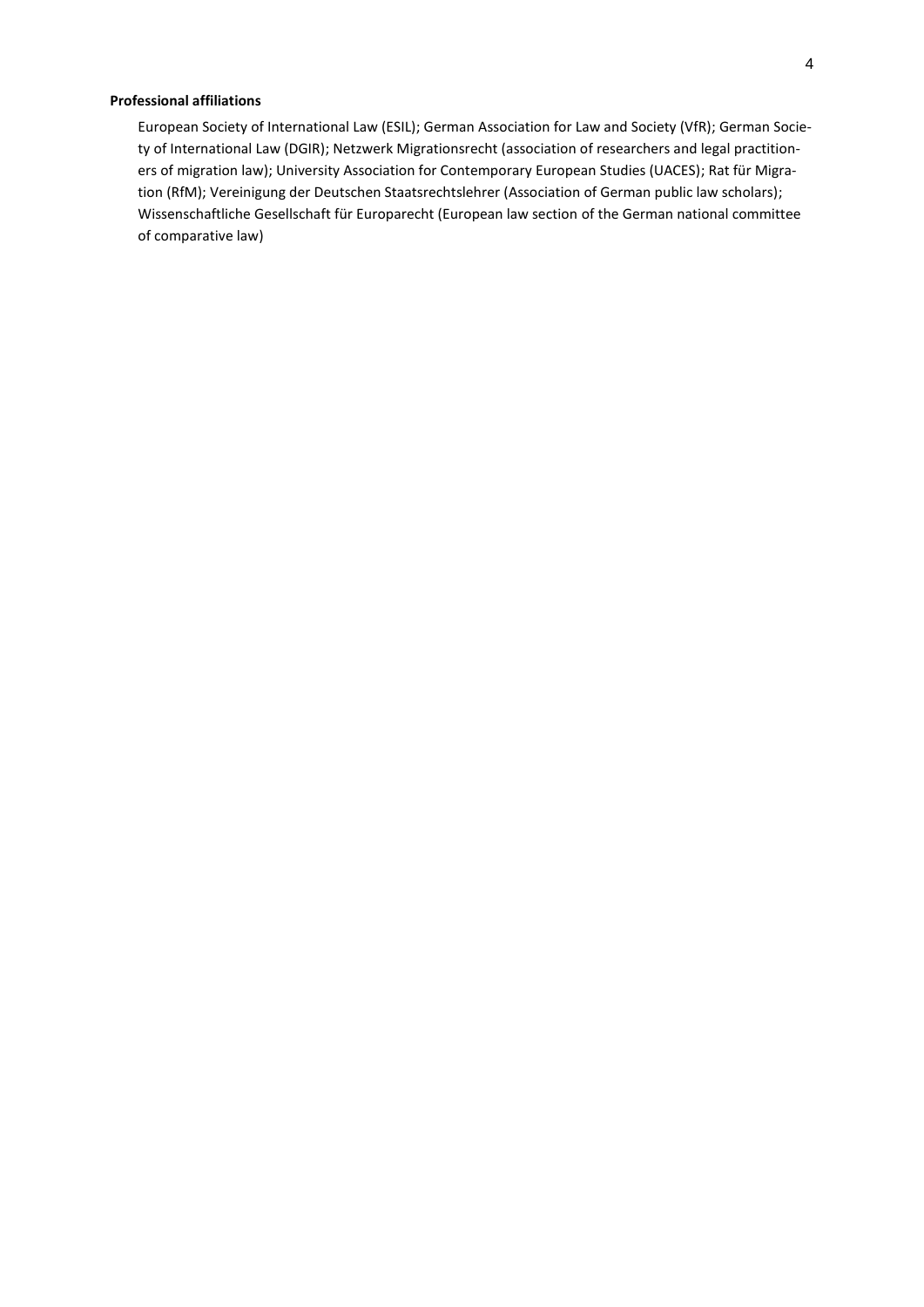**Professional affiliations**

European Society of International Law (ESIL); German Association for Law and Society (VfR); German Society of International Law (DGIR); Netzwerk Migrationsrecht (association of researchers and legal practitioners of migration law); University Association for Contemporary European Studies (UACES); Rat für Migration (RfM); Vereinigung der Deutschen Staatsrechtslehrer (Association of German public law scholars); Wissenschaftliche Gesellschaft für Europarecht (European law section of the German national committee of comparative law)